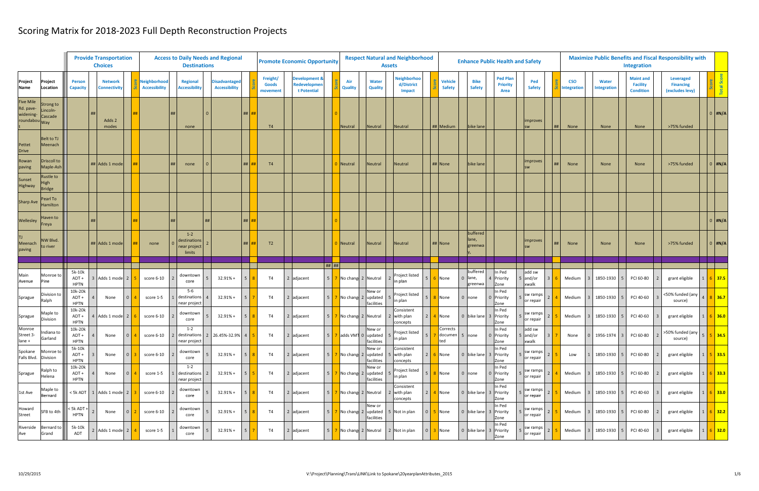# Scoring Matrix for 2018-2023 Full Depth Reconstruction Projects

| | | Provide Transportation Choices | | | | | Access to Daily Needs and Regional Destinations | | | | | | | Promote Economic Opportunity | | | | | Respect Natural and Neighborhood Assets | | | | | | | Enhance Public Health and Safety | | | | | | | | | Maximize Public Benefits and Fiscal Responsibility with Integration | | | | | | | | | |
|---|---|---|---|---|---|---|---|---|---|---|---|---|---|---|---|---|---|---|---|---|---|---|---|---|---|---|---|---|---|---|---|---|---|---|---|---|---|---|---|---|---|---|---|---|
| **Project Name** | **Project Location** | **Person Capacity** | | **Network Connectivity** | | **Score** | **Neighborhood Accessibility** | | **Regional Accessibility** | | **Disadvantaged Accessibility** | | **Score** | **Freight/ Goods movement** | | **Development & Redevelopment Potential** | | **Score** | **Air Quality** | | **Water Quality** | | **Neighborhood/District Impact** | | **Score** | **Vehicle Safety** | | **Bike Safety** | | **Ped Plan Priority Area** | | **Ped Safety** | | **Score** | **CSO Integration** | | **Water Integration** | | **Maint and Facility Condition** | | **Leveraged Financing (excludes levy)** | | **Score** | **Total Score** |
| Five Mile Rd. pave-widening-roundabout | Strong to Lincoln-Cascade Way | | ## | Adds 2 modes | | ## | | ## | none | 0 | | ## | ## | T4 | | | | 0 | Neutral | | Neutral | | Neutral | | ## | Medium | | bike lane | | | | improves sw | | ## | None | | None | | None | | >75% funded | | 0 | #N/A |
| Pettet Drive | Belt to TJ Meenach | | | | | | | | | | | | | | | | | | | | | | | | | | | | | | | | | | | | | | | | | | | |
| Rowan paving | Driscoll to Maple-Ash | | ## | Adds 1 mode | | ## | | ## | none | 0 | | ## | ## | T4 | | | | 0 | Neutral | | Neutral | | Neutral | | ## | None | | bike lane | | | | improves sw | | ## | None | | None | | None | | >75% funded | | 0 | #N/A |
| Sunset Highway | Rustle to High Bridge | | | | | | | | | | | | | | | | | | | | | | | | | | | | | | | | | | | | | | | | | | | |
| Sharp Ave | Pearl To Hamilton | | | | | | | | | | | | | | | | | | | | | | | | | | | | | | | | | | | | | | | | | | | |
| Wellesley | Haven to Freya | | ## | | | ## | | ## | | ## | | ## | ## | | | | | 0 | | | | | | | | | | | | | | | | | | | | | | | | | 0 | #N/A |
| TJ Meenach paving | NW Blvd. to river | | ## | Adds 1 mode | | ## | none | 0 | 1-2 destinations near project limits | 2 | | ## | ## | T2 | | | | 0 | Neutral | | Neutral | | Neutral | | ## | None | | buffered lane, greenway, | | | | improves sw | | ## | None | | None | | None | | >75% funded | | 0 | #N/A |
| | | | | | | | | | | | | | | | | | ## | ## | | | | | | | | | | | | | | | | | | | | | | | | | | |
| Main Avenue | Monroe to Pine | 5k-10k ADT + HPTN | 3 | Adds 1 mode | 2 | 5 | score 6-10 | 2 | downtown core | 5 | 32.91% + | 5 | 8 | T4 | 2 | adjacent | 5 | 7 | No chang | 2 | Neutral | 2 | Project listed in plan | 5 | 6 | None | 0 | buffered lane, greenway | 4 | In Ped Priority Zone | 5 | add sw and/or xwalk | 3 | 6 | Medium | 3 | 1850-1930 | 5 | PCI 60-80 | 2 | grant eligible | 1 | 6 | 37.5 |
| Sprague | Division to Ralph | 10k-20k ADT + HPTN | 4 | None | 0 | 4 | score 1-5 | 1 | 5-6 destinations near project | 4 | 32.91% + | 5 | 7 | T4 | 2 | adjacent | 5 | 7 | No chang | 2 | New or updated facilities | 5 | Project listed in plan | 5 | 8 | None | 0 | none | 0 | In Ped Priority Zone | 5 | sw ramps or repair | 2 | 4 | Medium | 3 | 1850-1930 | 5 | PCI 40-60 | 3 | <50% funded (any source) | 4 | 8 | 36.7 |
| Sprague | Maple to Division | 10k-20k ADT + HPTN | 4 | Adds 1 mode | 2 | 6 | score 6-10 | 2 | downtown core | 5 | 32.91% + | 5 | 8 | T4 | 2 | adjacent | 5 | 7 | No chang | 2 | Neutral | 2 | Consistent with plan concepts | 2 | 4 | None | 0 | bike lane | 3 | In Ped Priority Zone | 5 | sw ramps or repair | 2 | 5 | Medium | 3 | 1850-1930 | 5 | PCI 40-60 | 3 | grant eligible | 1 | 6 | 36.0 |
| Monroe Street 3-lane + | Indiana to Garland | 10k-20k ADT + HPTN | 4 | None | 0 | 4 | score 6-10 | 2 | 1-2 destinations near project | 2 | 26.45%-32.9% | 4 | 5 | T4 | 2 | adjacent | 5 | 7 | adds VMT | 0 | New or updated facilities | 5 | Project listed in plan | 5 | 7 | Corrects documented | 5 | none | 0 | In Ped Priority Zone | 5 | add sw and/or xwalk | 3 | 7 | None | 0 | 1956-1974 | 3 | PCI 60-80 | 2 | >50% funded (any source) | 5 | 5 | 34.5 |
| Spokane Falls Blvd. | Monroe to Division | 5k-10k ADT + HPTN | 3 | None | 0 | 3 | score 6-10 | 2 | downtown core | 5 | 32.91% + | 5 | 8 | T4 | 2 | adjacent | 5 | 7 | No chang | 2 | New or updated facilities | 5 | Consistent with plan concepts | 2 | 6 | None | 0 | bike lane | 3 | In Ped Priority Zone | 5 | sw ramps or repair | 2 | 5 | Low | 1 | 1850-1930 | 5 | PCI 60-80 | 2 | grant eligible | 1 | 5 | 33.5 |
| Sprague | Ralph to Helena | 10k-20k ADT + HPTN | 4 | None | 0 | 4 | score 1-5 | 1 | 1-2 destinations near project | 2 | 32.91% + | 5 | 5 | T4 | 2 | adjacent | 5 | 7 | No chang | 2 | New or updated facilities | 5 | Project listed in plan | 5 | 8 | None | 0 | none | 0 | In Ped Priority Zone | 5 | sw ramps or repair | 2 | 4 | Medium | 3 | 1850-1930 | 5 | PCI 60-80 | 2 | grant eligible | 1 | 6 | 33.3 |
| 1st Ave | Maple to Bernard | < 5k ADT | 1 | Adds 1 mode | 2 | 3 | score 6-10 | 2 | downtown core | 5 | 32.91% + | 5 | 8 | T4 | 2 | adjacent | 5 | 7 | No chang | 2 | Neutral | 2 | Consistent with plan concepts | 2 | 4 | None | 0 | bike lane | 3 | In Ped Priority Zone | 5 | sw ramps or repair | 2 | 5 | Medium | 3 | 1850-1930 | 5 | PCI 40-60 | 3 | grant eligible | 1 | 6 | 33.0 |
| Howard Street | SFB to 4th | < 5k ADT + HPTN | 2 | None | 0 | 2 | score 6-10 | 2 | downtown core | 5 | 32.91% + | 5 | 8 | T4 | 2 | adjacent | 5 | 7 | No chang | 2 | New or updated facilities | 5 | Not in plan | 0 | 5 | None | 0 | bike lane | 3 | In Ped Priority Zone | 5 | sw ramps or repair | 2 | 5 | Medium | 3 | 1850-1930 | 5 | PCI 60-80 | 2 | grant eligible | 1 | 6 | 32.2 |
| Riverside Ave | Bernard to Grand | 5k-10k ADT | 2 | Adds 1 mode | 2 | 4 | score 1-5 | 1 | downtown core | 5 | 32.91% + | 5 | 7 | T4 | 2 | adjacent | 5 | 7 | No chang | 2 | Neutral | 2 | Not in plan | 0 | 3 | None | 0 | bike lane | 3 | In Ped Priority Zone | 5 | sw ramps or repair | 2 | 5 | Medium | 3 | 1850-1930 | 5 | PCI 40-60 | 3 | grant eligible | 1 | 6 | 32.0 |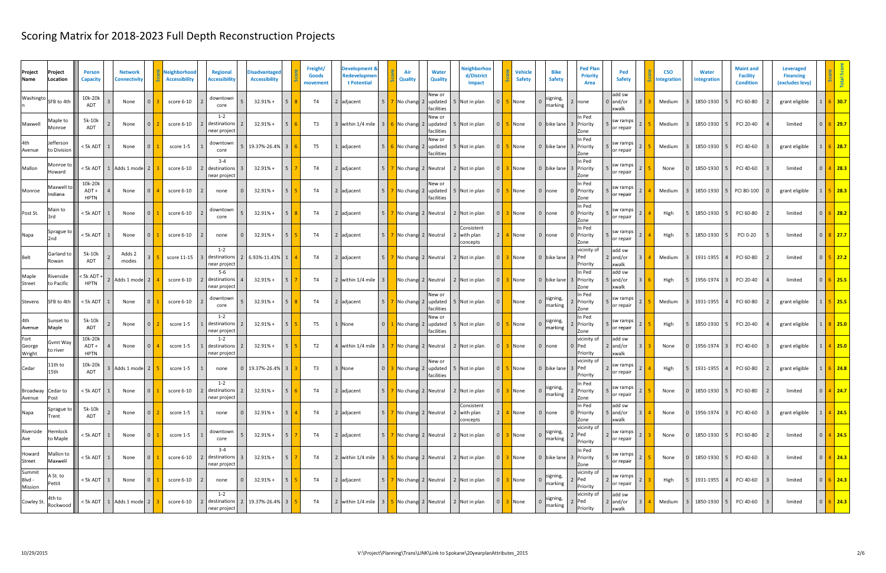# Scoring Matrix for 2018-2023 Full Depth Reconstruction Projects

| Project Name | Project Location | Person Capacity | | Network Connectivity | | Score | Neighborhood Accessibility | | Regional Accessibility | | Disadvantaged Accessibility | | Score | Freight/ Goods movement | | Development & Redevelopment Potential | | Score | Air Quality | | Water Quality | | Neighborhood/District Impact | | Score | Vehicle Safety | | Bike Safety | | Ped Plan Priority Area | | Ped Safety | | Score | CSO Integration | | Water Integration | | Maint and Facility Condition | | Leveraged Financing (excludes levy) | | Score | Total Score |
|---|---|---|---|---|---|---|---|---|---|---|---|---|---|---|---|---|---|---|---|---|---|---|---|---|---|---|---|---|---|---|---|---|---|---|---|---|---|---|---|---|---|---|---|---|---|---|---|
| Washington | SFB to 4th | 10k-20k ADT | 3 | None | 0 | 3 | score 6-10 | 2 | downtown core | 5 | 32.91% + | 5 | 8 | T4 | 2 | adjacent | 5 | 7 | No change | 2 | New or updated facilities | 5 | Not in plan | 0 | 5 | None | 0 | signing, marking | 2 | none | 0 | add sw and/or xwalk | 3 | 3 | Medium | 3 | 1850-1930 | 5 | PCI 60-80 | 2 | grant eligible | 1 | 6 | 30.7 |
| Maxwell | Maple to Monroe | 5k-10k ADT | 2 | None | 0 | 2 | score 6-10 | 2 | 1-2 destinations near project | 2 | 32.91% + | 5 | 6 | T3 | 3 | within 1/4 mile | 3 | 6 | No change | 2 | New or updated facilities | 5 | Not in plan | 0 | 5 | None | 0 | bike lane | 3 | In Ped Priority Zone | 5 | sw ramps or repair | 2 | 5 | Medium | 3 | 1850-1930 | 5 | PCI 20-40 | 4 | limited | 0 | 6 | 29.7 |
| 4th Avenue | Jefferson to Division | < 5k ADT | 1 | None | 0 | 1 | score 1-5 | 1 | downtown core | 5 | 19.37%-26.4% | 3 | 6 | T5 | 1 | adjacent | 5 | 6 | No change | 2 | New or updated facilities | 5 | Not in plan | 0 | 5 | None | 0 | bike lane | 3 | In Ped Priority Zone | 5 | sw ramps or repair | 2 | 5 | Medium | 3 | 1850-1930 | 5 | PCI 40-60 | 3 | grant eligible | 1 | 6 | 28.7 |
| Mallon | Monroe to Howard | < 5k ADT | 1 | Adds 1 mode | 2 | 3 | score 6-10 | 2 | 3-4 destinations near project | 3 | 32.91% + | 5 | 7 | T4 | 2 | adjacent | 5 | 7 | No change | 2 | Neutral | 2 | Not in plan | 0 | 3 | None | 0 | bike lane | 3 | In Ped Priority Zone | 5 | sw ramps or repair | 2 | 5 | None | 0 | 1850-1930 | 5 | PCI 40-60 | 3 | limited | 0 | 4 | 28.3 |
| Monroe | Maxwell to Indiana | 10k-20k ADT + HPTN | 4 | None | 0 | 4 | score 6-10 | 2 | none | 0 | 32.91% + | 5 | 5 | T4 | 2 | adjacent | 5 | 7 | No change | 2 | New or updated facilities | 5 | Not in plan | 0 | 5 | None | 0 | none | 0 | In Ped Priority Zone | 5 | sw ramps or repair | 2 | 4 | Medium | 3 | 1850-1930 | 5 | PCI 80-100 | 0 | grant eligible | 1 | 5 | 28.3 |
| Post St. | Main to 3rd | < 5k ADT | 1 | None | 0 | 1 | score 6-10 | 2 | downtown core | 5 | 32.91% + | 5 | 8 | T4 | 2 | adjacent | 5 | 7 | No change | 2 | Neutral | 2 | Not in plan | 0 | 3 | None | 0 | none | 0 | In Ped Priority Zone | 5 | sw ramps or repair | 2 | 4 | High | 5 | 1850-1930 | 5 | PCI 60-80 | 2 | limited | 0 | 6 | 28.2 |
| Napa | Sprague to 2nd | < 5k ADT | 1 | None | 0 | 1 | score 6-10 | 2 | none | 0 | 32.91% + | 5 | 5 | T4 | 2 | adjacent | 5 | 7 | No change | 2 | Neutral | 2 | Consistent with plan concepts | 2 | 4 | None | 0 | none | 0 | In Ped Priority Zone | 5 | sw ramps or repair | 2 | 4 | High | 5 | 1850-1930 | 5 | PCI 0-20 | 5 | limited | 0 | 8 | 27.7 |
| Belt | Garland to Rowan | 5k-10k ADT | 2 | Adds 2 modes | 3 | 5 | score 11-15 | 3 | 1-2 destinations near project | 2 | 6.93%-11.43% | 1 | 4 | T4 | 2 | adjacent | 5 | 7 | No change | 2 | Neutral | 2 | Not in plan | 0 | 3 | None | 0 | bike lane | 3 | vicinity of Ped Priority | 2 | add sw and/or xwalk | 3 | 4 | Medium | 3 | 1931-1955 | 4 | PCI 60-80 | 2 | limited | 0 | 5 | 27.2 |
| Maple Street | Riverside to Pacific | < 5k ADT + HPTN | 2 | Adds 1 mode | 2 | 4 | score 6-10 | 2 | 5-6 destinations near project | 4 | 32.91% + | 5 | 7 | T4 | 2 | within 1/4 mile | 3 | | No change | 2 | Neutral | 2 | Not in plan | 0 | 3 | None | 0 | bike lane | 3 | In Ped Priority Zone | 5 | add sw and/or xwalk | 3 | 6 | High | 5 | 1956-1974 | 3 | PCI 20-40 | 4 | limited | 0 | 6 | 25.5 |
| Stevens | SFB to 4th | < 5k ADT | 1 | None | 0 | 1 | score 6-10 | 2 | downtown core | 5 | 32.91% + | 5 | 8 | T4 | 2 | adjacent | 5 | 7 | No change | 2 | New or updated facilities | 5 | Not in plan | 0 | | None | 0 | signing, marking | 2 | In Ped Priority Zone | 5 | sw ramps or repair | 2 | 5 | Medium | 3 | 1931-1955 | 4 | PCI 60-80 | 2 | grant eligible | 1 | 5 | 25.5 |
| 4th Avenue | Sunset to Maple | 5k-10k ADT | 2 | None | 0 | 2 | score 1-5 | 1 | 1-2 destinations near project | 2 | 32.91% + | 5 | 5 | T5 | 1 | None | 0 | 1 | No change | 2 | New or updated facilities | 5 | Not in plan | 0 | 5 | None | 0 | signing, marking | 2 | In Ped Priority Zone | 5 | sw ramps or repair | 2 | 5 | High | 5 | 1850-1930 | 5 | PCI 20-40 | 4 | grant eligible | 1 | 8 | 25.0 |
| Fort George Wright | Gvmt Way to river | 10k-20k ADT + HPTN | 4 | None | 0 | 4 | score 1-5 | 1 | 1-2 destinations near project | 2 | 32.91% + | 5 | 5 | T2 | 4 | within 1/4 mile | 3 | 7 | No change | 2 | Neutral | 2 | Not in plan | 0 | 3 | None | 0 | none | 0 | vicinity of Ped Priority | 2 | add sw and/or xwalk | 3 | 3 | None | 0 | 1956-1974 | 3 | PCI 40-60 | 3 | grant eligible | 1 | 4 | 25.0 |
| Cedar | 11th to 15th | 10k-20k ADT | 3 | Adds 1 mode | 2 | 5 | score 1-5 | 1 | none | 0 | 19.37%-26.4% | 3 | 3 | T3 | 3 | None | 0 | 3 | No change | 2 | New or updated facilities | 5 | Not in plan | 0 | 5 | None | 0 | bike lane | 3 | vicinity of Ped Priority | 2 | sw ramps or repair | 2 | 4 | High | 5 | 1931-1955 | 4 | PCI 60-80 | 2 | grant eligible | 1 | 6 | 24.8 |
| Broadway Avenue | Cedar to Post | < 5k ADT | 1 | None | 0 | 1 | score 6-10 | 2 | 1-2 destinations near project | 2 | 32.91% + | 5 | 6 | T4 | 2 | adjacent | 5 | 7 | No change | 2 | Neutral | 2 | Not in plan | 0 | 3 | None | 0 | signing, marking | 2 | In Ped Priority Zone | 5 | sw ramps or repair | 2 | 5 | None | 0 | 1850-1930 | 5 | PCI 60-80 | 2 | limited | 0 | 4 | 24.7 |
| Napa | Sprague to Trent | 5k-10k ADT | 2 | None | 0 | 2 | score 1-5 | 1 | none | 0 | 32.91% + | 5 | 4 | T4 | 2 | adjacent | 5 | 7 | No change | 2 | Neutral | 2 | Consistent with plan concepts | 2 | 4 | None | 0 | none | 0 | In Ped Priority Zone | 5 | add sw and/or xwalk | 3 | 4 | None | 0 | 1956-1974 | 3 | PCI 40-60 | 3 | grant eligible | 1 | 4 | 24.5 |
| Riverside Ave | Hemlock to Maple | < 5k ADT | 1 | None | 0 | 1 | score 1-5 | 1 | downtown core | 5 | 32.91% + | 5 | 7 | T4 | 2 | adjacent | 5 | 7 | No change | 2 | Neutral | 2 | Not in plan | 0 | 3 | None | 0 | signing, marking | 2 | vicinity of Ped Priority | 2 | sw ramps or repair | 2 | 3 | None | 0 | 1850-1930 | 5 | PCI 60-80 | 2 | limited | 0 | 4 | 24.5 |
| Howard Street | Mallon to Maxwell | < 5k ADT | 1 | None | 0 | 1 | score 6-10 | 2 | 3-4 destinations near project | 3 | 32.91% + | 5 | 7 | T4 | 2 | within 1/4 mile | 3 | 5 | No change | 2 | Neutral | 2 | Not in plan | 0 | 3 | None | 0 | bike lane | 3 | In Ped Priority Zone | 5 | sw ramps or repair | 2 | 5 | None | 0 | 1850-1930 | 5 | PCI 40-60 | 3 | limited | 0 | 4 | 24.3 |
| Summit Blvd - Mission | A St. to Pettit | < 5k ADT | 1 | None | 0 | 1 | score 6-10 | 2 | none | 0 | 32.91% + | 5 | 5 | T4 | 2 | adjacent | 5 | 7 | No change | 2 | Neutral | 2 | Not in plan | 0 | 3 | None | 0 | signing, marking | 2 | vicinity of Ped Priority | 2 | sw ramps or repair | 2 | 3 | High | 5 | 1931-1955 | 4 | PCI 40-60 | 3 | limited | 0 | 6 | 24.3 |
| Cowley St. | 4th to Rockwood | < 5k ADT | 1 | Adds 1 mode | 2 | 3 | score 6-10 | 2 | 1-2 destinations near project | 2 | 19.37%-26.4% | 3 | 5 | T4 | 2 | within 1/4 mile | 3 | 5 | No change | 2 | Neutral | 2 | Not in plan | 0 | 3 | None | 0 | signing, marking | 2 | vicinity of Ped Priority | 2 | add sw and/or xwalk | 3 | 4 | Medium | 3 | 1850-1930 | 5 | PCI 40-60 | 3 | limited | 0 | 6 | 24.3 |

10/29/2015 V:\Project\Planning\Trans\LINK\Link to Spokane\20yearplanAttributes_2015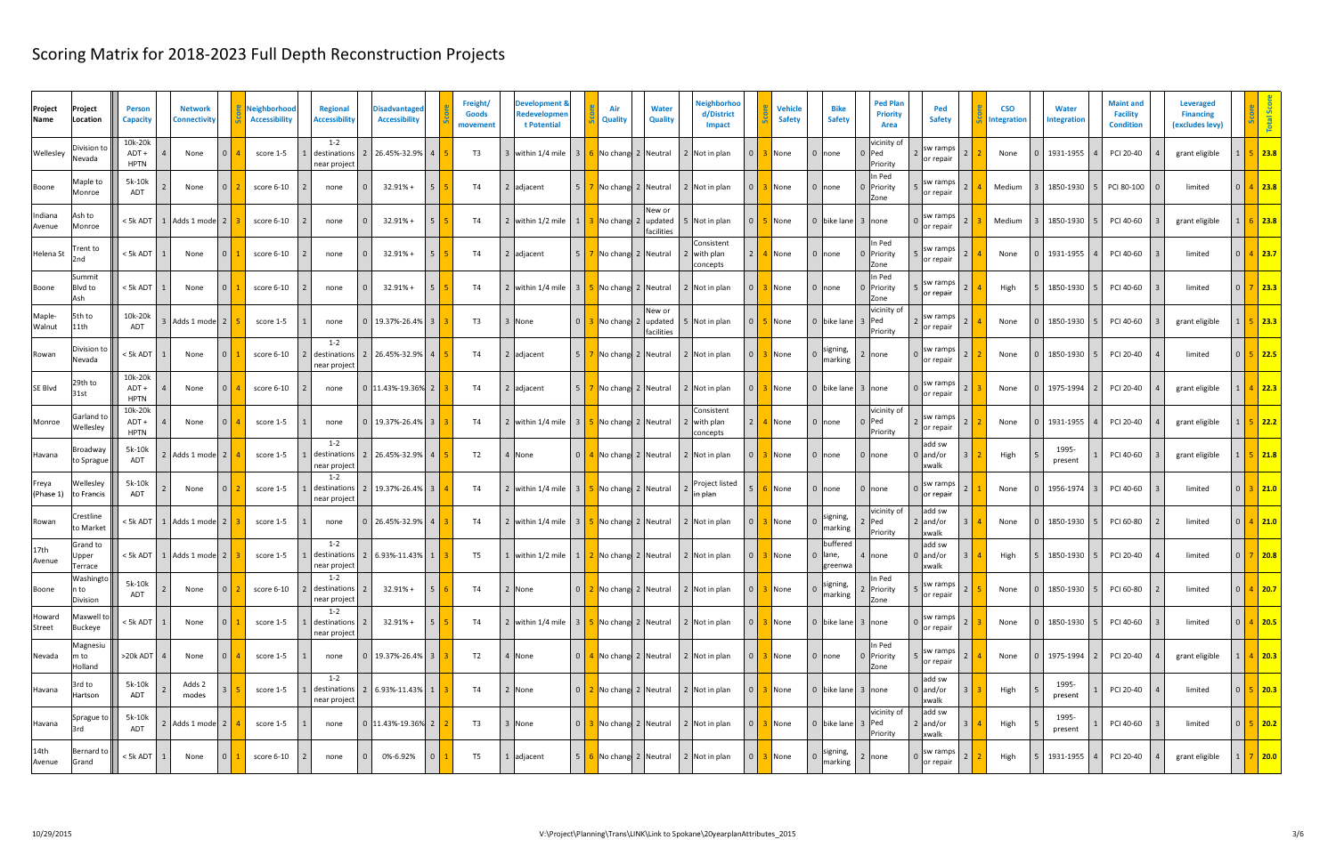# Scoring Matrix for 2018-2023 Full Depth Reconstruction Projects

| Project Name | Project Location | Person Capacity | | Network Connectivity | | Score | Neighborhood Accessibility | | Regional Accessibility | | Disadvantaged Accessibility | | Score | Freight/ Goods movement | | Development & Redevelopment Potential | | Score | Air Quality | | Water Quality | | Neighborhood/District Impact | | Score | Vehicle Safety | | Bike Safety | | Ped Plan Priority Area | | Ped Safety | | Score | CSO Integration | | Water Integration | | Maint and Facility Condition | | Leveraged Financing (excludes levy) | | Score | Total Score |
|---|---|---|---|---|---|---|---|---|---|---|---|---|---|---|---|---|---|---|---|---|---|---|---|---|---|---|---|---|---|---|---|---|---|---|---|---|---|---|---|---|---|---|---|---|---|
| Wellesley | Division to Nevada | 10k-20k ADT + HPTN | 4 | None | 0 | 4 | score 1-5 | 1 | 1-2 destinations near project | 2 | 26.45%-32.9% | 4 | 5 | T3 | 3 | within 1/4 mile | 3 | 6 | No chang | 2 | Neutral | 2 | Not in plan | 0 | 3 | None | 0 | none | 0 | vicinity of Ped Priority | 2 | sw ramps or repair | 2 | 2 | None | 0 | 1931-1955 | 4 | PCI 20-40 | 4 | grant eligible | 1 | 5 | 23.8 |
| Boone | Maple to Monroe | 5k-10k ADT | 2 | None | 0 | 2 | score 6-10 | 2 | none | 0 | 32.91%+ | 5 | 5 | T4 | 2 | adjacent | 5 | 7 | No chang | 2 | Neutral | 2 | Not in plan | 0 | 3 | None | 0 | none | 0 | In Ped Priority Zone | 5 | sw ramps or repair | 2 | 4 | Medium | 3 | 1850-1930 | 5 | PCI 80-100 | 0 | limited | 0 | 4 | 23.8 |
| Indiana Avenue | Ash to Monroe | < 5k ADT | 1 | Adds 1 mode | 2 | 3 | score 6-10 | 2 | none | 0 | 32.91%+ | 5 | 5 | T4 | 2 | within 1/2 mile | 1 | 3 | No chang | 2 | New or updated facilities | 5 | Not in plan | 0 | 5 | None | 0 | bike lane | 3 | none | 0 | sw ramps or repair | 2 | 3 | Medium | 3 | 1850-1930 | 5 | PCI 40-60 | 3 | grant eligible | 1 | 6 | 23.8 |
| Helena St | Trent to 2nd | < 5k ADT | 1 | None | 0 | 1 | score 6-10 | 2 | none | 0 | 32.91%+ | 5 | 5 | T4 | 2 | adjacent | 5 | 7 | No chang | 2 | Neutral | 2 | Consistent with plan concepts | 2 | 4 | None | 0 | none | 0 | In Ped Priority Zone | 5 | sw ramps or repair | 2 | 4 | None | 0 | 1931-1955 | 4 | PCI 40-60 | 3 | limited | 0 | 4 | 23.7 |
| Boone | Summit Blvd to Ash | < 5k ADT | 1 | None | 0 | 1 | score 6-10 | 2 | none | 0 | 32.91%+ | 5 | 5 | T4 | 2 | within 1/4 mile | 3 | 5 | No chang | 2 | Neutral | 2 | Not in plan | 0 | 3 | None | 0 | none | 0 | In Ped Priority Zone | 5 | sw ramps or repair | 2 | 4 | High | 5 | 1850-1930 | 5 | PCI 40-60 | 3 | limited | 0 | 7 | 23.3 |
| Maple-Walnut | 5th to 11th | 10k-20k ADT | 3 | Adds 1 mode | 2 | 5 | score 1-5 | 1 | none | 0 | 19.37%-26.4% | 3 | 3 | T3 | 3 | None | 0 | 3 | No chang | 2 | New or updated facilities | 5 | Not in plan | 0 | 5 | None | 0 | bike lane | 3 | vicinity of Ped Priority | 2 | sw ramps or repair | 2 | 4 | None | 0 | 1850-1930 | 5 | PCI 40-60 | 3 | grant eligible | 1 | 5 | 23.3 |
| Rowan | Division to Nevada | < 5k ADT | 1 | None | 0 | 1 | score 6-10 | 2 | 1-2 destinations near project | 2 | 26.45%-32.9% | 4 | 5 | T4 | 2 | adjacent | 5 | 7 | No chang | 2 | Neutral | 2 | Not in plan | 0 | 3 | None | 0 | signing, marking | 2 | none | 0 | sw ramps or repair | 2 | 2 | None | 0 | 1850-1930 | 5 | PCI 20-40 | 4 | limited | 0 | 5 | 22.5 |
| SE Blvd | 29th to 31st | 10k-20k ADT + HPTN | 4 | None | 0 | 4 | score 6-10 | 2 | none | 0 | 11.43%-19.36% | 2 | 3 | T4 | 2 | adjacent | 5 | 7 | No chang | 2 | Neutral | 2 | Not in plan | 0 | 3 | None | 0 | bike lane | 3 | none | 0 | sw ramps or repair | 2 | 3 | None | 0 | 1975-1994 | 2 | PCI 20-40 | 4 | grant eligible | 1 | 4 | 22.3 |
| Monroe | Garland to Wellesley | 10k-20k ADT + HPTN | 4 | None | 0 | 4 | score 1-5 | 1 | none | 0 | 19.37%-26.4% | 3 | 3 | T4 | 2 | within 1/4 mile | 3 | 5 | No chang | 2 | Neutral | 2 | Consistent with plan concepts | 2 | 4 | None | 0 | none | 0 | vicinity of Ped Priority | 2 | sw ramps or repair | 2 | 2 | None | 0 | 1931-1955 | 4 | PCI 20-40 | 4 | grant eligible | 1 | 5 | 22.2 |
| Havana | Broadway to Sprague | 5k-10k ADT | 2 | Adds 1 mode | 2 | 4 | score 1-5 | 1 | 1-2 destinations near project | 2 | 26.45%-32.9% | 4 | 5 | T2 | 4 | None | 0 | 4 | No chang | 2 | Neutral | 2 | Not in plan | 0 | 3 | None | 0 | none | 0 | none | 0 | add sw and/or xwalk | 3 | 2 | High | 5 | 1995-present | 1 | PCI 40-60 | 3 | grant eligible | 1 | 5 | 21.8 |
| Freya (Phase 1) | Wellesley to Francis | 5k-10k ADT | 2 | None | 0 | 2 | score 1-5 | 1 | 1-2 destinations near project | 2 | 19.37%-26.4% | 3 | 4 | T4 | 2 | within 1/4 mile | 3 | 5 | No chang | 2 | Neutral | 2 | Project listed in plan | 5 | 6 | None | 0 | none | 0 | none | 0 | sw ramps or repair | 2 | 1 | None | 0 | 1956-1974 | 3 | PCI 40-60 | 3 | limited | 0 | 3 | 21.0 |
| Rowan | Crestline to Market | < 5k ADT | 1 | Adds 1 mode | 2 | 3 | score 1-5 | 1 | none | 0 | 26.45%-32.9% | 4 | 3 | T4 | 2 | within 1/4 mile | 3 | 5 | No chang | 2 | Neutral | 2 | Not in plan | 0 | 3 | None | 0 | signing, marking | 2 | vicinity of Ped Priority | 2 | add sw and/or xwalk | 3 | 4 | None | 0 | 1850-1930 | 5 | PCI 60-80 | 2 | limited | 0 | 4 | 21.0 |
| 17th Avenue | Grand to Upper Terrace | < 5k ADT | 1 | Adds 1 mode | 2 | 3 | score 1-5 | 1 | 1-2 destinations near project | 2 | 6.93%-11.43% | 1 | 3 | T5 | 1 | within 1/2 mile | 1 | 2 | No chang | 2 | Neutral | 2 | Not in plan | 0 | 3 | None | 0 | buffered lane, greenwa | 4 | none | 0 | add sw and/or xwalk | 3 | 4 | High | 5 | 1850-1930 | 5 | PCI 20-40 | 4 | limited | 0 | 7 | 20.8 |
| Boone | Washington to Division | 5k-10k ADT | 2 | None | 0 | 2 | score 6-10 | 2 | 1-2 destinations near project | 2 | 32.91%+ | 5 | 6 | T4 | 2 | None | 0 | 2 | No chang | 2 | Neutral | 2 | Not in plan | 0 | 3 | None | 0 | signing, marking | 2 | In Ped Priority Zone | 5 | sw ramps or repair | 2 | 5 | None | 0 | 1850-1930 | 5 | PCI 60-80 | 2 | limited | 0 | 4 | 20.7 |
| Howard Street | Maxwell to Buckeye | < 5k ADT | 1 | None | 0 | 1 | score 1-5 | 1 | 1-2 destinations near project | 2 | 32.91%+ | 5 | 5 | T4 | 2 | within 1/4 mile | 3 | 5 | No chang | 2 | Neutral | 2 | Not in plan | 0 | 3 | None | 0 | bike lane | 3 | none | 0 | sw ramps or repair | 2 | 3 | None | 0 | 1850-1930 | 5 | PCI 40-60 | 3 | limited | 0 | 4 | 20.5 |
| Nevada | Magnesium to Holland | >20k ADT | 4 | None | 0 | 4 | score 1-5 | 1 | none | 0 | 19.37%-26.4% | 3 | 3 | T2 | 4 | None | 0 | 4 | No chang | 2 | Neutral | 2 | Not in plan | 0 | 3 | None | 0 | none | 0 | In Ped Priority Zone | 5 | sw ramps or repair | 2 | 4 | None | 0 | 1975-1994 | 2 | PCI 20-40 | 4 | grant eligible | 1 | 4 | 20.3 |
| Havana | 3rd to Hartson | 5k-10k ADT | 2 | Adds 2 modes | 3 | 5 | score 1-5 | 1 | 1-2 destinations near project | 2 | 6.93%-11.43% | 1 | 3 | T4 | 2 | None | 0 | 2 | No chang | 2 | Neutral | 2 | Not in plan | 0 | 3 | None | 0 | bike lane | 3 | none | 0 | add sw and/or xwalk | 3 | 3 | High | 5 | 1995-present | 1 | PCI 20-40 | 4 | limited | 0 | 5 | 20.3 |
| Havana | Sprague to 3rd | 5k-10k ADT | 2 | Adds 1 mode | 2 | 4 | score 1-5 | 1 | none | 0 | 11.43%-19.36% | 2 | 2 | T3 | 3 | None | 0 | 3 | No chang | 2 | Neutral | 2 | Not in plan | 0 | 3 | None | 0 | bike lane | 3 | vicinity of Ped Priority | 2 | add sw and/or xwalk | 3 | 4 | High | 5 | 1995-present | 1 | PCI 40-60 | 3 | limited | 0 | 5 | 20.2 |
| 14th Avenue | Bernard to Grand | < 5k ADT | 1 | None | 0 | 1 | score 6-10 | 2 | none | 0 | 0%-6.92% | 0 | 1 | T5 | 1 | adjacent | 5 | 6 | No chang | 2 | Neutral | 2 | Not in plan | 0 | 3 | None | 0 | signing, marking | 2 | none | 0 | sw ramps or repair | 2 | 2 | High | 5 | 1931-1955 | 4 | PCI 20-40 | 4 | grant eligible | 1 | 7 | 20.0 |

10/29/2015 V:\Project\Planning\Trans\LINK\Link to Spokane\20yearplanAttributes_2015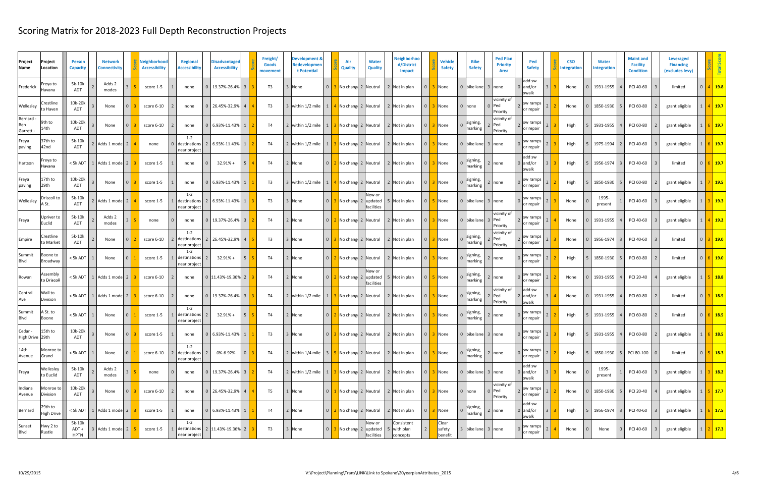# Scoring Matrix for 2018-2023 Full Depth Reconstruction Projects

| Project Name | Project Location | Person Capacity | | Network Connectivity | | Score | Neighborhood Accessibility | | Regional Accessibility | | Disadvantaged Accessibility | | Score | Freight/ Goods movement | | Development & Redevelopment Potential | | Score | Air Quality | | Water Quality | | Neighborhood/District Impact | | Score | Vehicle Safety | | Bike Safety | | Ped Plan Priority Area | | Ped Safety | | Score | CSO Integration | | Water Integration | | Maint and Facility Condition | | Leveraged Financing (excludes levy) | | Score | Total Score |
|---|---|---|---|---|---|---|---|---|---|---|---|---|---|---|---|---|---|---|---|---|---|---|---|---|---|---|---|---|---|---|---|---|---|---|---|---|---|---|---|---|---|---|---|---|
| Frederick | Freya to Havana | 5k-10k ADT | 2 | Adds 2 modes | 3 | 5 | score 1-5 | 1 | none | 0 | 19.37%-26.4% | 3 | 3 | T3 | 3 | None | 0 | 3 | No chang | 2 | Neutral | 2 | Not in plan | 0 | 3 | None | 0 | bike lane | 3 | none | 0 | add sw and/or xwalk | 3 | 3 | None | 0 | 1931-1955 | 4 | PCI 40-60 | 3 | limited | 0 | 4 | 19.8 |
| Wellesley | Crestline to Haven | 10k-20k ADT | 3 | None | 0 | 3 | score 6-10 | 2 | none | 0 | 26.45%-32.9% | 4 | 4 | T3 | 3 | within 1/2 mile | 1 | 4 | No chang | 2 | Neutral | 2 | Not in plan | 0 | 3 | None | 0 | none | 0 | vicinity of Ped Priority | 2 | sw ramps or repair | 2 | 2 | None | 0 | 1850-1930 | 5 | PCI 60-80 | 2 | grant eligible | 1 | 4 | 19.7 |
| Bernard - Ben Garrett - | 9th to 14th | 10k-20k ADT | 3 | None | 0 | 3 | score 6-10 | 2 | none | 0 | 6.93%-11.43% | 1 | 2 | T4 | 2 | within 1/2 mile | 1 | 3 | No chang | 2 | Neutral | 2 | Not in plan | 0 | 3 | None | 0 | signing, marking | 2 | vicinity of Ped Priority | 2 | sw ramps or repair | 2 | 3 | High | 5 | 1931-1955 | 4 | PCI 60-80 | 2 | grant eligible | 1 | 6 | 19.7 |
| Freya paving | 37th to 42nd | 5k-10k ADT | 2 | Adds 1 mode | 2 | 4 | none | 0 | 1-2 destinations near project | 2 | 6.93%-11.43% | 1 | 2 | T4 | 2 | within 1/2 mile | 1 | 3 | No chang | 2 | Neutral | 2 | Not in plan | 0 | 3 | None | 0 | bike lane | 3 | none | 0 | sw ramps or repair | 2 | 3 | High | 5 | 1975-1994 | 2 | PCI 40-60 | 3 | grant eligible | 1 | 6 | 19.7 |
| Hartson | Freya to Havana | < 5k ADT | 1 | Adds 1 mode | 2 | 3 | score 1-5 | 1 | none | 0 | 32.91% + | 5 | 4 | T4 | 2 | None | 0 | 2 | No chang | 2 | Neutral | 2 | Not in plan | 0 | 3 | None | 0 | signing, marking | 2 | none | 0 | add sw and/or xwalk | 3 | 3 | High | 5 | 1956-1974 | 3 | PCI 40-60 | 3 | limited | 0 | 6 | 19.7 |
| Freya paving | 17th to 29th | 10k-20k ADT | 3 | None | 0 | 3 | score 1-5 | 1 | none | 0 | 6.93%-11.43% | 1 | 1 | T3 | 3 | within 1/2 mile | 1 | 4 | No chang | 2 | Neutral | 2 | Not in plan | 0 | 3 | None | 0 | signing, marking | 2 | none | 0 | sw ramps or repair | 2 | 2 | High | 5 | 1850-1930 | 5 | PCI 60-80 | 2 | grant eligible | 1 | 7 | 19.5 |
| Wellesley | Driscoll to A St. | 5k-10k ADT | 2 | Adds 1 mode | 2 | 4 | score 1-5 | 1 | 1-2 destinations near project | 2 | 6.93%-11.43% | 1 | 3 | T3 | 3 | None | 0 | 3 | No chang | 2 | New or updated facilities | 5 | Not in plan | 0 | 5 | None | 0 | bike lane | 3 | none | 0 | sw ramps or repair | 2 | 3 | None | 0 | 1995-present | 1 | PCI 40-60 | 3 | grant eligible | 1 | 3 | 19.3 |
| Freya | Upriver to Euclid | 5k-10k ADT | 2 | Adds 2 modes | 3 | 5 | none | 0 | none | 0 | 19.37%-26.4% | 3 | 2 | T4 | 2 | None | 0 | 2 | No chang | 2 | Neutral | 2 | Not in plan | 0 | 3 | None | 0 | bike lane | 3 | vicinity of Ped Priority | 2 | sw ramps or repair | 2 | 4 | None | 0 | 1931-1955 | 4 | PCI 40-60 | 3 | grant eligible | 1 | 4 | 19.2 |
| Empire | Crestline to Market | 5k-10k ADT | 2 | None | 0 | 2 | score 6-10 | 2 | 1-2 destinations near project | 2 | 26.45%-32.9% | 4 | 5 | T3 | 3 | None | 0 | 3 | No chang | 2 | Neutral | 2 | Not in plan | 0 | 3 | None | 0 | signing, marking | 2 | vicinity of Ped Priority | 2 | sw ramps or repair | 2 | 3 | None | 0 | 1956-1974 | 3 | PCI 40-60 | 3 | limited | 0 | 3 | 19.0 |
| Summit Blvd | Boone to Broadway | < 5k ADT | 1 | None | 0 | 1 | score 1-5 | 1 | 1-2 destinations near project | 2 | 32.91% + | 5 | 5 | T4 | 2 | None | 0 | 2 | No chang | 2 | Neutral | 2 | Not in plan | 0 | 3 | None | 0 | signing, marking | 2 | none | 0 | sw ramps or repair | 2 | 2 | High | 5 | 1850-1930 | 5 | PCI 60-80 | 2 | limited | 0 | 6 | 19.0 |
| Rowan | Assembly to Driscoll | < 5k ADT | 1 | Adds 1 mode | 2 | 3 | score 6-10 | 2 | none | 0 | 11.43%-19.36% | 2 | 3 | T4 | 2 | None | 0 | 2 | No chang | 2 | New or updated facilities | 5 | Not in plan | 0 | 5 | None | 0 | signing, marking | 2 | none | 0 | sw ramps or repair | 2 | 2 | None | 0 | 1931-1955 | 4 | PCI 20-40 | 4 | grant eligible | 1 | 5 | 18.8 |
| Central Ave | Wall to Division | < 5k ADT | 1 | Adds 1 mode | 2 | 3 | score 6-10 | 2 | none | 0 | 19.37%-26.4% | 3 | 3 | T4 | 2 | within 1/2 mile | 1 | 3 | No chang | 2 | Neutral | 2 | Not in plan | 0 | 3 | None | 0 | signing, marking | 2 | vicinity of Ped Priority | 2 | add sw and/or xwalk | 3 | 4 | None | 0 | 1931-1955 | 4 | PCI 60-80 | 2 | limited | 0 | 3 | 18.5 |
| Summit Blvd | A St. to Boone | < 5k ADT | 1 | None | 0 | 1 | score 1-5 | 1 | 1-2 destinations near project | 2 | 32.91% + | 5 | 5 | T4 | 2 | None | 0 | 2 | No chang | 2 | Neutral | 2 | Not in plan | 0 | 3 | None | 0 | signing, marking | 2 | none | 0 | sw ramps or repair | 2 | 2 | High | 5 | 1931-1955 | 4 | PCI 60-80 | 2 | limited | 0 | 6 | 18.5 |
| Cedar - High Drive | 15th to 29th | 10k-20k ADT | 3 | None | 0 | 3 | score 1-5 | 1 | none | 0 | 6.93%-11.43% | 1 | 1 | T3 | 3 | None | 0 | 3 | No chang | 2 | Neutral | 2 | Not in plan | 0 | 3 | None | 0 | bike lane | 3 | none | 0 | sw ramps or repair | 2 | 3 | High | 5 | 1931-1955 | 4 | PCI 60-80 | 2 | grant eligible | 1 | 6 | 18.5 |
| 14th Avenue | Monroe to Grand | < 5k ADT | 1 | None | 0 | 1 | score 6-10 | 2 | 1-2 destinations near project | 2 | 0%-6.92% | 0 | 3 | T4 | 2 | within 1/4 mile | 3 | 5 | No chang | 2 | Neutral | 2 | Not in plan | 0 | 3 | None | 0 | signing, marking | 2 | none | 0 | sw ramps or repair | 2 | 2 | High | 5 | 1850-1930 | 5 | PCI 80-100 | 0 | limited | 0 | 5 | 18.3 |
| Freya | Wellesley to Euclid | 5k-10k ADT | 2 | Adds 2 modes | 3 | 5 | none | 0 | none | 0 | 19.37%-26.4% | 3 | 2 | T4 | 2 | within 1/2 mile | 1 | 3 | No chang | 2 | Neutral | 2 | Not in plan | 0 | 3 | None | 0 | bike lane | 3 | none | 0 | add sw and/or xwalk | 3 | 3 | None | 0 | 1995-present | 1 | PCI 40-60 | 3 | grant eligible | 1 | 3 | 18.2 |
| Indiana Avenue | Monroe to Division | 10k-20k ADT | 3 | None | 0 | 3 | score 6-10 | 2 | none | 0 | 26.45%-32.9% | 4 | 4 | T5 | 1 | None | 0 | 1 | No chang | 2 | Neutral | 2 | Not in plan | 0 | 3 | None | 0 | none | 0 | vicinity of Ped Priority | 2 | sw ramps or repair | 2 | 2 | None | 0 | 1850-1930 | 5 | PCI 20-40 | 4 | grant eligible | 1 | 5 | 17.7 |
| Bernard | 29th to High Drive | < 5k ADT | 1 | Adds 1 mode | 2 | 3 | score 1-5 | 1 | none | 0 | 6.93%-11.43% | 1 | 1 | T4 | 2 | None | 0 | 2 | No chang | 2 | Neutral | 2 | Not in plan | 0 | 3 | None | 0 | signing, marking | 2 | none | 0 | add sw and/or xwalk | 3 | 3 | High | 5 | 1956-1974 | 3 | PCI 40-60 | 3 | grant eligible | 1 | 6 | 17.5 |
| Sunset Blvd | Hwy 2 to Rustle | 5k-10k ADT + HPTN | 3 | Adds 1 mode | 2 | 5 | score 1-5 | 1 | 1-2 destinations near project | 2 | 11.43%-19.36% | 2 | 3 | T3 | 3 | None | 0 | 3 | No chang | 2 | New or updated facilities | 5 | Consistent with plan concepts | 2 | | Clear safety benefit | 3 | bike lane | 3 | none | 0 | sw ramps or repair | 2 | 4 | None | 0 | None | 0 | PCI 40-60 | 3 | grant eligible | 1 | 2 | 17.3 |

10/29/2015

V:\Project\Planning\Trans\LINK\Link to Spokane\20yearplanAttributes_2015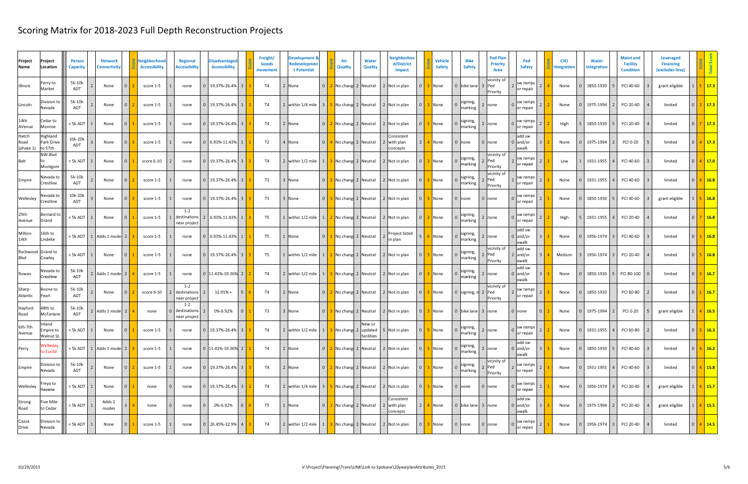# Scoring Matrix for 2018-2023 Full Depth Reconstruction Projects

| Project Name | Project Location | Person Capacity | | Network Connectivity | | Score | Neighborhood Accessibility | | Regional Accessibility | | Disadvantaged Accessibility | | Score | Freight/ Goods movement | | Development & Redevelopment Potential | | Score | Air Quality | | Water Quality | | Neighborhood/District Impact | | Score | Vehicle Safety | | Bike Safety | | Ped Plan Priority Area | | Ped Safety | | Score | CSO Integration | | Water Integration | | Maint and Facility Condition | | Leveraged Financing (excludes levy) | | Score | Total Score |
|---|---|---|---|---|---|---|---|---|---|---|---|---|---|---|---|---|---|---|---|---|---|---|---|---|---|---|---|---|---|---|---|---|---|---|---|---|---|---|---|---|---|---|---|---|
| Illinois | Perry to Market | 5k-10k ADT | 2 | None | 0 | 2 | score 1-5 | 1 | none | 0 | 19.37%-26.4% | 3 | 3 | T4 | 2 | None | 0 | 2 | No chang | 2 | Neutral | 2 | Not in plan | 0 | 3 | None | 0 | bike lane | 3 | vicinity of Ped Priority | 2 | sw ramps or repair | 2 | 4 | None | 0 | 1850-1930 | 5 | PCI 40-60 | 3 | grant eligible | 1 | 5 | 17.3 |
| Lincoln | Division to Nevada | 5k-10k ADT | 2 | None | 0 | 2 | score 1-5 | 1 | none | 0 | 19.37%-26.4% | 3 | 3 | T4 | 2 | within 1/4 mile | 3 | 5 | No chang | 2 | Neutral | 2 | Not in plan | 0 | 3 | None | 0 | signing, marking | 2 | none | 0 | sw ramps or repair | 2 | 2 | None | 0 | 1975-1994 | 2 | PCI 20-40 | 4 | limited | 0 | 3 | 17.3 |
| 14th AVenue | Cedar to Monroe | < 5k ADT | 1 | None | 0 | 1 | score 1-5 | 1 | none | 0 | 19.37%-26.4% | 3 | 3 | T4 | 2 | None | 0 | 2 | No chang | 2 | Neutral | 2 | Not in plan | 0 | 3 | None | 0 | signing, marking | 2 | none | 0 | sw ramps or repair | 2 | 2 | High | 5 | 1850-1930 | 5 | PCI 20-40 | 4 | limited | 0 | 7 | 17.3 |
| Hatch Road (phase 1) | Highland Park Drive to 57th | 10k-20k ADT | 3 | None | 0 | 3 | score 1-5 | 1 | none | 0 | 6.93%-11.43% | 1 | 1 | T2 | 4 | None | 0 | 4 | No chang | 2 | Neutral | 2 | Consistent with plan concepts | 2 | 4 | None | 0 | none | 0 | none | 0 | add sw and/or xwalk | 3 | 2 | None | 0 | 1975-1994 | 2 | PCI 0-20 | 5 | limited | 0 | 4 | 17.3 |
| Belt | NW Blvd to Montgom | < 5k ADT | 1 | None | 0 | 1 | score 6-10 | 2 | none | 0 | 19.37%-26.4% | 3 | 3 | T4 | 2 | within 1/2 mile | 1 | 3 | No chang | 2 | Neutral | 2 | Not in plan | 0 | 3 | None | 0 | signing, marking | 2 | vicinity of Ped Priority | 2 | sw ramps or repair | 2 | 3 | Low | 1 | 1931-1955 | 4 | PCI 40-60 | 3 | limited | 0 | 4 | 17.0 |
| Empire | Nevada to Crestline | 5k-10k ADT | 2 | None | 0 | 2 | score 1-5 | 1 | none | 0 | 19.37%-26.4% | 3 | 3 | T3 | 3 | None | 0 | 3 | No chang | 2 | Neutral | 2 | Not in plan | 0 | 3 | None | 0 | signing, marking | 2 | vicinity of Ped Priority | 2 | sw ramps or repair | 2 | 3 | None | 0 | 1931-1955 | 4 | PCI 40-60 | 3 | limited | 0 | 4 | 16.8 |
| Wellesley | Nevada to Crestline | 10k-20k ADT | 3 | None | 0 | 3 | score 1-5 | 1 | none | 0 | 19.37%-26.4% | 3 | 3 | T3 | 3 | None | 0 | 3 | No chang | 2 | Neutral | 2 | Not in plan | 0 | 3 | None | 0 | none | 0 | none | 0 | sw ramps or repair | 2 | 1 | None | 0 | 1850-1930 | 5 | PCI 40-60 | 3 | grant eligible | 1 | 5 | 16.8 |
| 25th Avenue | Bernard to Grand | < 5k ADT | 1 | None | 0 | 1 | score 1-5 | 1 | 1-2 destinations near project | 2 | 6.93%-11.43% | 1 | 3 | T5 | 1 | within 1/2 mile | 1 | 2 | No chang | 2 | Neutral | 2 | Not in plan | 0 | 3 | None | 0 | signing, marking | 2 | none | 0 | sw ramps or repair | 2 | 2 | High | 5 | 1931-1955 | 4 | PCI 20-40 | 4 | limited | 0 | 7 | 16.8 |
| Milton-14th | 16th to Lindeke | < 5k ADT | 1 | Adds 1 mode | 2 | 3 | score 1-5 | 1 | none | 0 | 6.93%-11.43% | 1 | 1 | T5 | 1 | None | 0 | 1 | No chang | 2 | Neutral | 2 | Project listed in plan | 5 | 6 | None | 0 | signing, marking | 2 | none | 0 | add sw and/or xwalk | 3 | 3 | None | 0 | 1956-1974 | 3 | PCI 40-60 | 3 | limited | 0 | 3 | 16.8 |
| Rockwood Blvd | Grand to Cowley | < 5k ADT | 1 | None | 0 | 1 | score 1-5 | 1 | none | 0 | 19.37%-26.4% | 3 | 3 | T5 | 1 | within 1/2 mile | 1 | 2 | No chang | 2 | Neutral | 2 | Not in plan | 0 | 3 | None | 0 | signing, marking | 2 | vicinity of Ped Priority | 2 | add sw and/or xwalk | 3 | 4 | Medium | 3 | 1956-1974 | 3 | PCI 20-40 | 4 | limited | 0 | 5 | 16.8 |
| Rowan | Nevada to Crestline | 5k-10k ADT | 2 | Adds 1 mode | 2 | 4 | score 1-5 | 1 | none | 0 | 11.43%-19.36% | 2 | 2 | T4 | 2 | within 1/2 mile | 1 | 3 | No chang | 2 | Neutral | 2 | Not in plan | 0 | 3 | None | 0 | signing, marking | 2 | none | 0 | add sw and/or xwalk | 3 | 3 | None | 0 | 1850-1930 | 5 | PCI 80-100 | 0 | limited | 0 | 3 | 16.7 |
| Sharp-Atlantic | Boone to Pearl | 5k-10k ADT | 2 | None | 0 | 2 | score 6-10 | 2 | 1-2 destinations near project | 2 | 32.91%+ | 5 | 6 | T4 | 2 | None | 0 | 2 | No chang | 2 | Neutral | 2 | Not in plan | 0 | 3 | None | 0 | signing, m | 2 | vicinity of Ped Priority | 2 | sw ramps or repair | 2 | 3 | None | 0 | 1850-1930 | | PCI 60-80 | 2 | limited | 0 | 1 | 16.7 |
| Hayford Road | 48th to McFarlane | 5k-10k ADT | 2 | Adds 1 mode | 2 | 4 | none | 0 | 1-2 destinations near project | 2 | 0%-6.92% | 0 | 1 | T3 | 3 | None | 0 | 3 | No chang | 2 | Neutral | 2 | Not in plan | 0 | 3 | None | 0 | bike lane | 3 | none | 0 | none | 0 | 2 | None | 0 | 1975-1994 | 2 | PCI 0-20 | 5 | grant eligible | 1 | 4 | 16.5 |
| 6th-7th Avenue | Inland Empire to Walnut St. | < 5k ADT | 1 | None | 0 | 1 | score 1-5 | 1 | none | 0 | 19.37%-26.4% | 3 | 3 | T4 | 2 | within 1/2 mile | 1 | 3 | No chang | 2 | New or updated facilities | 5 | Not in plan | 0 | 5 | None | 0 | signing, marking | 2 | none | 0 | sw ramps or repair | 2 | 2 | None | 0 | 1931-1955 | 4 | PCI 60-80 | 2 | limited | 0 | 3 | 16.3 |
| Perry | Wellesley to Euclid | < 5k ADT | 1 | Adds 1 mode | 2 | 3 | score 1-5 | 1 | none | 0 | 11.43%-19.36% | 2 | 2 | T4 | 2 | None | 0 | 2 | No chang | 2 | Neutral | 2 | Not in plan | 0 | 3 | None | 0 | signing, marking | 2 | none | 0 | add sw and/or xwalk | 3 | 3 | None | 0 | 1850-1930 | 5 | PCI 40-60 | 3 | limited | 0 | 4 | 16.2 |
| Empire | Division to Nevada | 5k-10k ADT | 2 | None | 0 | 2 | score 1-5 | 1 | none | 0 | 19.37%-26.4% | 3 | 3 | T4 | 2 | None | 0 | 2 | No chang | 2 | Neutral | 2 | Not in plan | 0 | 3 | None | 0 | signing, marking | 2 | vicinity of Ped Priority | 2 | sw ramps or repair | 2 | 3 | None | 0 | 1931-1955 | 4 | PCI 40-60 | 3 | limited | 0 | 4 | 15.8 |
| Wellesley | Freya to Havana | < 5k ADT | 1 | None | 0 | 1 | none | 0 | none | 0 | 19.37%-26.4% | 3 | 2 | T4 | 2 | within 1/4 mile | 3 | 5 | No chang | 2 | Neutral | 2 | Not in plan | 0 | 3 | None | 0 | none | 0 | none | 0 | sw ramps or repair | 2 | 1 | None | 0 | 1956-1974 | 3 | PCI 20-40 | 4 | grant eligible | 1 | 4 | 15.7 |
| Strong Road | Five Mile to Cedar | < 5k ADT | 1 | Adds 2 modes | 3 | 4 | none | 0 | none | 0 | 0%-6.92% | 0 | 0 | T5 | 1 | None | 0 | 1 | No chang | 2 | Neutral | 2 | Consistent with plan concepts | 2 | 4 | None | 0 | bike lane | 3 | none | 0 | add sw and/or xwalk | 3 | 3 | None | 0 | 1975-1994 | 2 | PCI 20-40 | 4 | grant eligible | 1 | 4 | 15.5 |
| Cozza Drive | Division to Nevada | < 5k ADT | 1 | None | 0 | 1 | score 1-5 | 1 | none | 0 | 26.45%-32.9% | 4 | 3 | T4 | 2 | within 1/2 mile | 1 | 3 | No chang | 2 | Neutral | 2 | Not in plan | 0 | 3 | None | 0 | none | 0 | none | 0 | sw ramps or repair | 2 | 1 | None | 0 | 1956-1974 | 3 | PCI 20-40 | 4 | limited | 0 | 4 | 14.5 |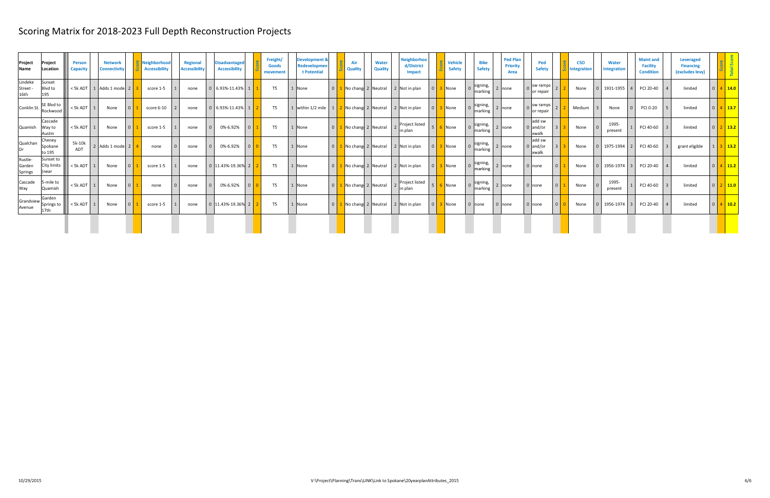# Scoring Matrix for 2018-2023 Full Depth Reconstruction Projects

| Project Name | Project Location | Person Capacity | | Network Connectivity | | Score | Neighborhood Accessibility | | Regional Accessibility | | Disadvantaged Accessibility | | Score | Freight/ Goods movement | | Development & Redevelopment Potential | | Score | Air Quality | | Water Quality | | Neighborhood/District Impact | | Score | Vehicle Safety | | Bike Safety | | Ped Plan Priority Area | | Ped Safety | | Score | CSO Integration | | Water Integration | | Maint and Facility Condition | | Leveraged Financing (excludes levy) | | Score | Total Score |
|---|---|---|---|---|---|---|---|---|---|---|---|---|---|---|---|---|---|---|---|---|---|---|---|---|---|---|---|---|---|---|---|---|---|---|---|---|---|---|---|---|---|---|---|---|---|---|
| Lindeke Street - 16th | Sunset Blvd to 195 | < 5k ADT | 1 | Adds 1 mode | 2 | 3 | score 1-5 | 1 | none | 0 | 6.93%-11.43% | 1 | 1 | T5 | 1 | None | 0 | 1 | No change | 2 | Neutral | 2 | Not in plan | 0 | 3 | None | 0 | signing, marking | 2 | none | 0 | sw ramps or repair | 2 | 2 | None | 0 | 1931-1955 | 4 | PCI 20-40 | 4 | limited | 0 | 4 | 14.0 |
| Conklin St. | SE Blvd to Rockwood | < 5k ADT | 1 | None | 0 | 1 | score 6-10 | 2 | none | 0 | 6.93%-11.43% | 1 | 2 | T5 | 1 | within 1/2 mile | 1 | 2 | No change | 2 | Neutral | 2 | Not in plan | 0 | 3 | None | 0 | signing, marking | 2 | none | 0 | sw ramps or repair | 2 | 2 | Medium | 3 | None | 0 | PCI 0-20 | 5 | limited | 0 | 4 | 13.7 |
| Quamish | Cascade Way to Austin | < 5k ADT | 1 | None | 0 | 1 | score 1-5 | 1 | none | 0 | 0%-6.92% | 0 | 1 | T5 | 1 | None | 0 | 1 | No change | 2 | Neutral | 2 | Project listed in plan | 5 | 6 | None | 0 | signing, marking | 2 | none | 0 | add sw and/or xwalk | 3 | 3 | None | 0 | 1995-present | 1 | PCI 40-60 | 3 | limited | 0 | 2 | 13.2 |
| Qualchan Dr | Cheney Spokane to 195 | 5k-10k ADT | 2 | Adds 1 mode | 2 | 4 | none | 0 | none | 0 | 0%-6.92% | 0 | 0 | T5 | 1 | None | 0 | 1 | No change | 2 | Neutral | 2 | Not in plan | 0 | 3 | None | 0 | signing, marking | 2 | none | 0 | add sw and/or xwalk | 3 | 3 | None | 0 | 1975-1994 | 2 | PCI 40-60 | 3 | grant eligible | 1 | 3 | 13.2 |
| Rustle-Garden Springs | Sunset to City limits (near | < 5k ADT | 1 | None | 0 | 1 | score 1-5 | 1 | none | 0 | 11.43%-19.36% | 2 | 2 | T5 | 1 | None | 0 | 1 | No change | 2 | Neutral | 2 | Not in plan | 0 | 3 | None | 0 | signing, marking | 2 | none | 0 | none | 0 | 1 | None | 0 | 1956-1974 | 3 | PCI 20-40 | 4 | limited | 0 | 4 | 11.2 |
| Cascade Way | 5-mile to Quamish | < 5k ADT | 1 | None | 0 | 1 | none | 0 | none | 0 | 0%-6.92% | 0 | 0 | T5 | 1 | None | 0 | 1 | No change | 2 | Neutral | 2 | Project listed in plan | 5 | 6 | None | 0 | signing, marking | 2 | none | 0 | none | 0 | 1 | None | 0 | 1995-present | 1 | PCI 40-60 | 3 | limited | 0 | 2 | 11.0 |
| Grandview Avenue | Garden Springs to 17th | < 5k ADT | 1 | None | 0 | 1 | score 1-5 | 1 | none | 0 | 11.43%-19.36% | 2 | 2 | T5 | 1 | None | 0 | 1 | No change | 2 | Neutral | 2 | Not in plan | 0 | 3 | None | 0 | none | 0 | none | 0 | none | 0 | 0 | None | 0 | 1956-1974 | 3 | PCI 20-40 | 4 | limited | 0 | 4 | 10.2 |

10/29/2015

V:\Project\Planning\Trans\LINK\Link to Spokane\20yearplanAttributes_2015